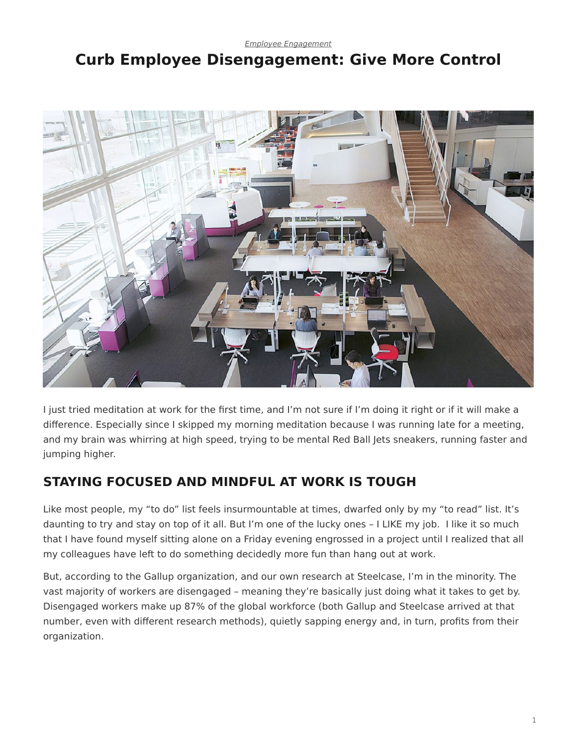*Employee Engagement*

# Curb Employee Disengagement: Give More Control

I just tried meditation at work for the first time, and I'm not sure if I'm doing it right or if it will make a difference. Especially since I skipped my morning meditation because I was running late for a meeting, and my brain was whirring at high speed, trying to be mental Red Ball Jets sneakers, running faster and jumping higher.

## STAYING FOCUSED AND MINDFUL AT WORK IS TOUGH

Like most people, my "to do" list feels insurmountable at times, dwarfed only by my "to read" list. It's daunting to try and stay on top of it all. But I'm one of the lucky ones – I LIKE my job. I like it so much that I have found myself sitting alone on a Friday evening engrossed in a project until I realized that all my colleagues have left to do something decidedly more fun than hang out at work.

But, according to the Gallup organization, and our own research at Steelcase, I'm in the minority. The vast majority of workers are disengaged – meaning they're basically just doing what it takes to get by. Disengaged workers make up 87% of the global workforce (both Gallup and Steelcase arrived at that number, even with different research methods), quietly sapping energy and, in turn, profits from their organization.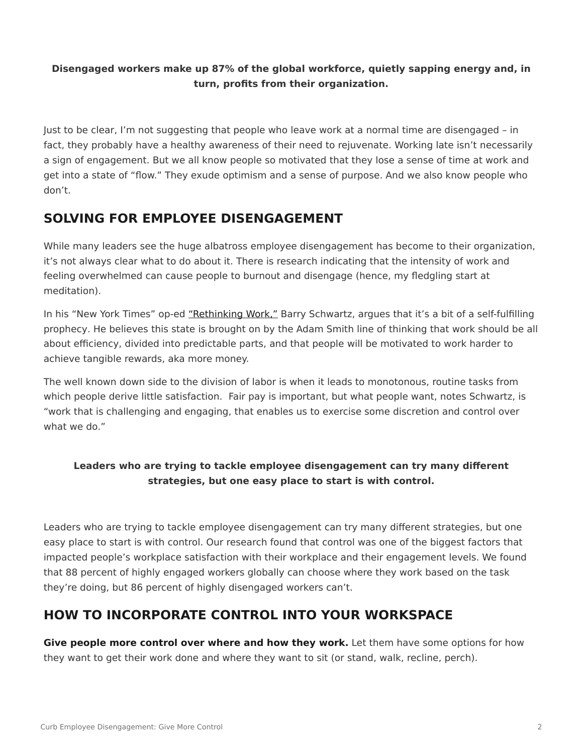**Disengaged workers make up 87% of the global workforce, quietly sapping energy and, in turn, profits from their organization.**

Just to be clear, I'm not suggesting that people who leave work at a normal time are disengaged – in fact, they probably have a healthy awareness of their need to rejuvenate. Working late isn't necessarily a sign of engagement. But we all know people so motivated that they lose a sense of time at work and get into a state of "flow." They exude optimism and a sense of purpose. And we also know people who don't.

## SOLVING FOR EMPLOYEE DISENGAGEMENT

While many leaders see the huge albatross employee disengagement has become to their organization, it's not always clear what to do about it. There is research indicating that the intensity of work and feeling overwhelmed can cause people to burnout and disengage (hence, my fledgling start at meditation).

In his "New York Times" op-ed "Rethinking Work," Barry Schwartz, argues that it's a bit of a self-fulfilling prophecy. He believes this state is brought on by the Adam Smith line of thinking that work should be all about efficiency, divided into predictable parts, and that people will be motivated to work harder to achieve tangible rewards, aka more money.

The well known down side to the division of labor is when it leads to monotonous, routine tasks from which people derive little satisfaction. Fair pay is important, but what people want, notes Schwartz, is "work that is challenging and engaging, that enables us to exercise some discretion and control over what we do."

**Leaders who are trying to tackle employee disengagement can try many different strategies, but one easy place to start is with control.**

Leaders who are trying to tackle employee disengagement can try many different strategies, but one easy place to start is with control. Our research found that control was one of the biggest factors that impacted people's workplace satisfaction with their workplace and their engagement levels. We found that 88 percent of highly engaged workers globally can choose where they work based on the task they're doing, but 86 percent of highly disengaged workers can't.

## HOW TO INCORPORATE CONTROL INTO YOUR WORKSPACE

**Give people more control over where and how they work.** Let them have some options for how they want to get their work done and where they want to sit (or stand, walk, recline, perch).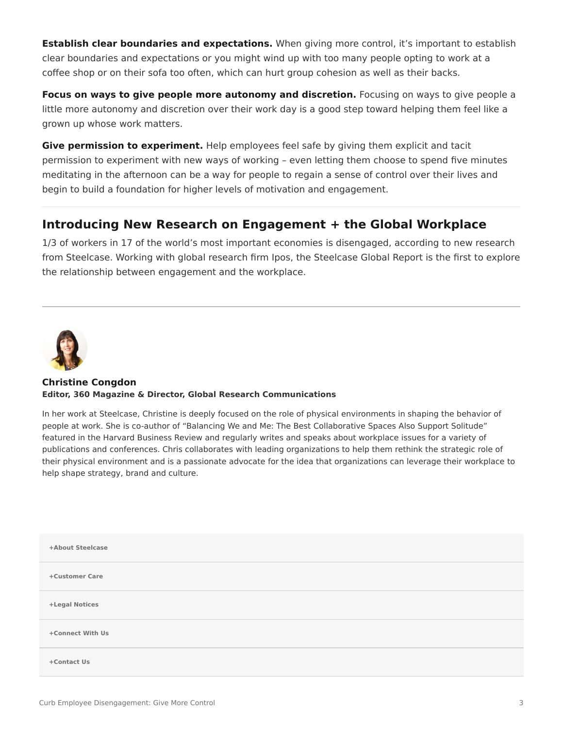**Establish clear boundaries and expectations.** When giving more control, it's important to establish clear boundaries and expectations or you might wind up with too many people opting to work at a coffee shop or on their sofa too often, which can hurt group cohesion as well as their backs.

**Focus on ways to give people more autonomy and discretion.** Focusing on ways to give people a little more autonomy and discretion over their work day is a good step toward helping them feel like a grown up whose work matters.

**Give permission to experiment.** Help employees feel safe by giving them explicit and tacit permission to experiment with new ways of working – even letting them choose to spend five minutes meditating in the afternoon can be a way for people to regain a sense of control over their lives and begin to build a foundation for higher levels of motivation and engagement.

---

## Introducing New Research on Engagement + the Global Workplace

1/3 of workers in 17 of the world's most important economies is disengaged, according to new research from Steelcase. Working with global research firm Ipos, the Steelcase Global Report is the first to explore the relationship between engagement and the workplace.

---

**Christine Congdon**
**Editor, 360 Magazine & Director, Global Research Communications**

In her work at Steelcase, Christine is deeply focused on the role of physical environments in shaping the behavior of people at work. She is co-author of "Balancing We and Me: The Best Collaborative Spaces Also Support Solitude" featured in the Harvard Business Review and regularly writes and speaks about workplace issues for a variety of publications and conferences. Chris collaborates with leading organizations to help them rethink the strategic role of their physical environment and is a passionate advocate for the idea that organizations can leverage their workplace to help shape strategy, brand and culture.

**+About Steelcase**

**+Customer Care**

**+Legal Notices**

**+Connect With Us**

**+Contact Us**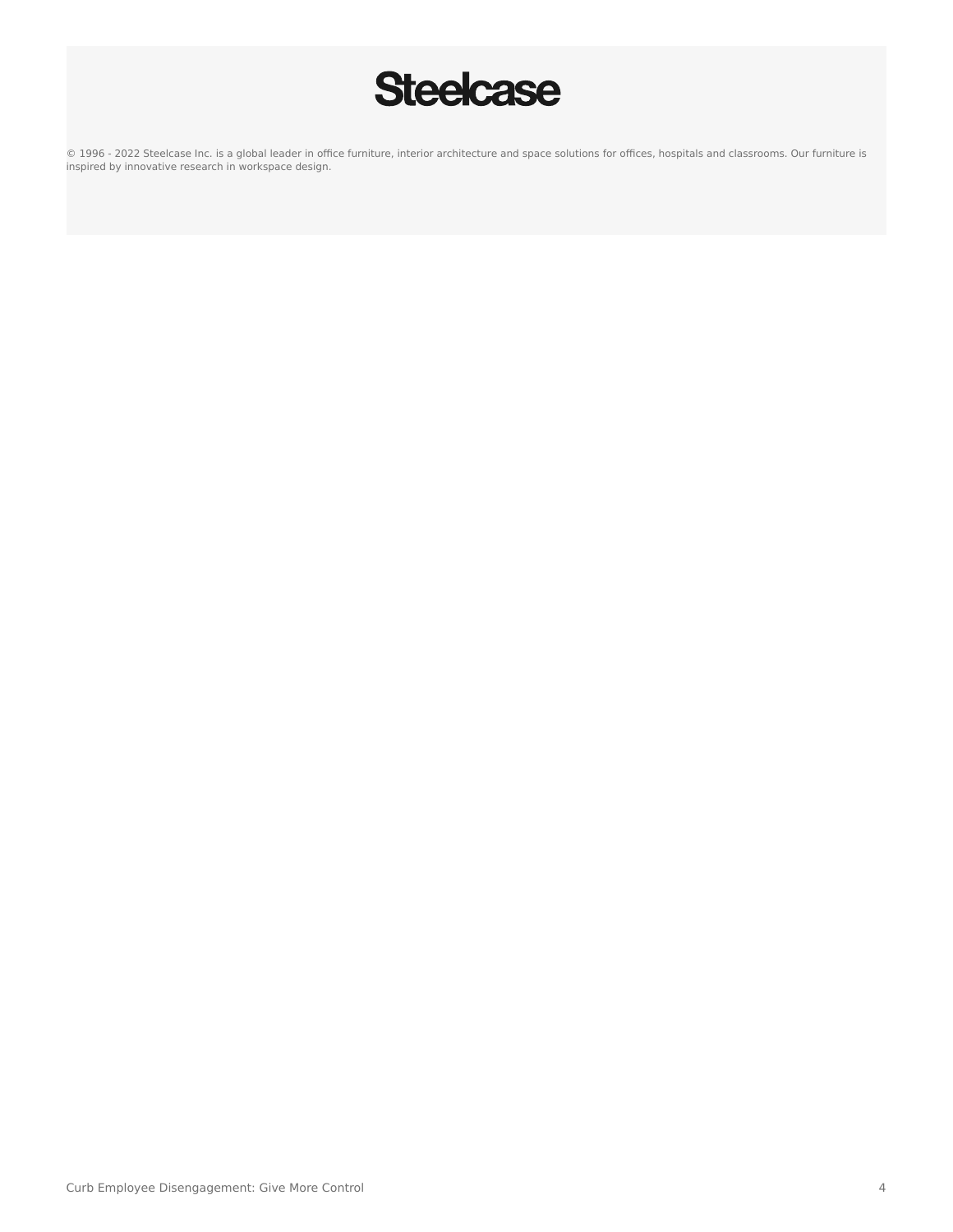# Steelcase

© 1996 - 2022 Steelcase Inc. is a global leader in office furniture, interior architecture and space solutions for offices, hospitals and classrooms. Our furniture is inspired by innovative research in workspace design.